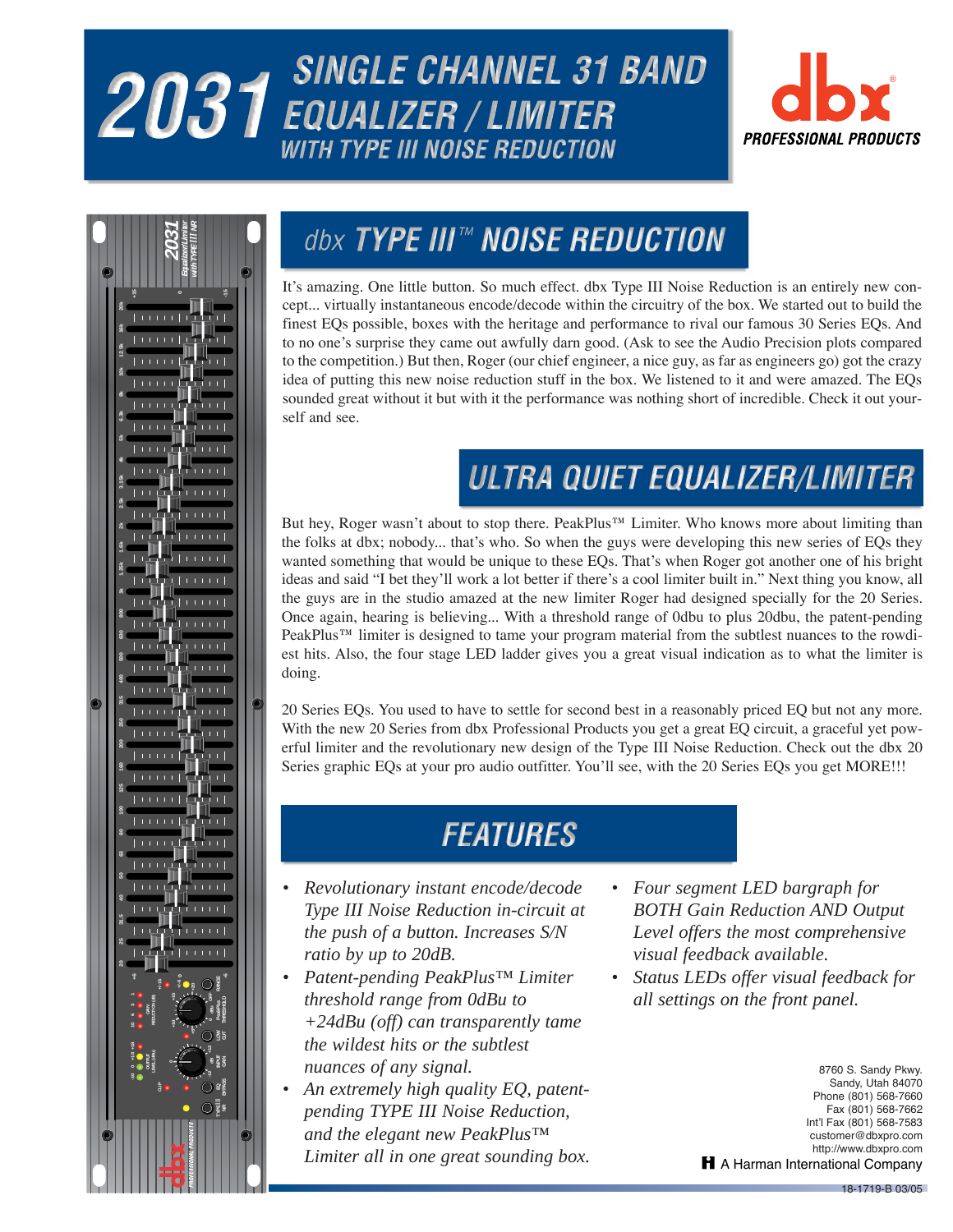# 2031 SINGLE CHANNEL 31 BAND EQUALIZER / LIMITER WITH TYPE III NOISE REDUCTION

dbx PROFESSIONAL PRODUCTS

## dbx TYPE III™ NOISE REDUCTION

It's amazing. One little button. So much effect. dbx Type III Noise Reduction is an entirely new concept... virtually instantaneous encode/decode within the circuitry of the box. We started out to build the finest EQs possible, boxes with the heritage and performance to rival our famous 30 Series EQs. And to no one's surprise they came out awfully darn good. (Ask to see the Audio Precision plots compared to the competition.) But then, Roger (our chief engineer, a nice guy, as far as engineers go) got the crazy idea of putting this new noise reduction stuff in the box. We listened to it and were amazed. The EQs sounded great without it but with it the performance was nothing short of incredible. Check it out yourself and see.

## ULTRA QUIET EQUALIZER/LIMITER

But hey, Roger wasn't about to stop there. PeakPlus™ Limiter. Who knows more about limiting than the folks at dbx; nobody... that's who. So when the guys were developing this new series of EQs they wanted something that would be unique to these EQs. That's when Roger got another one of his bright ideas and said "I bet they'll work a lot better if there's a cool limiter built in." Next thing you know, all the guys are in the studio amazed at the new limiter Roger had designed specially for the 20 Series. Once again, hearing is believing... With a threshold range of 0dbu to plus 20dbu, the patent-pending PeakPlus™ limiter is designed to tame your program material from the subtlest nuances to the rowdiest hits. Also, the four stage LED ladder gives you a great visual indication as to what the limiter is doing.

20 Series EQs. You used to have to settle for second best in a reasonably priced EQ but not any more. With the new 20 Series from dbx Professional Products you get a great EQ circuit, a graceful yet powerful limiter and the revolutionary new design of the Type III Noise Reduction. Check out the dbx 20 Series graphic EQs at your pro audio outfitter. You'll see, with the 20 Series EQs you get MORE!!!

## FEATURES

- *Revolutionary instant encode/decode Type III Noise Reduction in-circuit at the push of a button. Increases S/N ratio by up to 20dB.*
- *Patent-pending PeakPlus™ Limiter threshold range from 0dBu to +24dBu (off) can transparently tame the wildest hits or the subtlest nuances of any signal.*
- *An extremely high quality EQ, patent-pending TYPE III Noise Reduction, and the elegant new PeakPlus™ Limiter all in one great sounding box.*
- *Four segment LED bargraph for BOTH Gain Reduction AND Output Level offers the most comprehensive visual feedback available.*
- *Status LEDs offer visual feedback for all settings on the front panel.*

8760 S. Sandy Pkwy.
Sandy, Utah 84070
Phone (801) 568-7660
Fax (801) 568-7662
Int'l Fax (801) 568-7583
customer@dbxpro.com
http://www.dbxpro.com

A Harman International Company

18-1719-B 03/05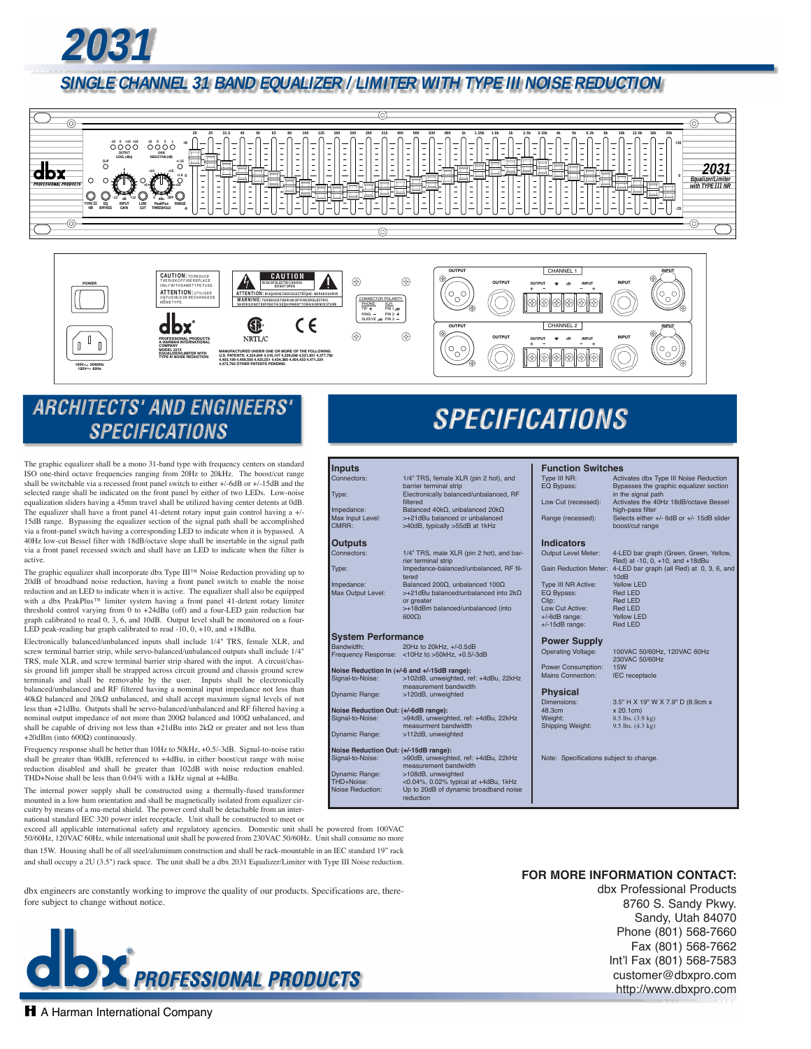# 2031

## SINGLE CHANNEL 31 BAND EQUALIZER / LIMITER WITH TYPE III NOISE REDUCTION

## ARCHITECTS' AND ENGINEERS' SPECIFICATIONS

The graphic equalizer shall be a mono 31-band type with frequency centers on standard ISO one-third octave frequencies ranging from 20Hz to 20kHz. The boost/cut range shall be switchable via a recessed front panel switch to either +/-6dB or +/-15dB and the selected range shall be indicated on the front panel by either of two LEDs. Low-noise equalization sliders having a 45mm travel shall be utilized having center detents at 0dB. The equalizer shall have a front panel 41-detent rotary input gain control having a +/-15dB range. Bypassing the equalizer section of the signal path shall be accomplished via a front-panel switch having a corresponding LED to indicate when it is bypassed. A 40Hz low-cut Bessel filter with 18dB/octave slope shall be insertable in the signal path via a front panel recessed switch and shall have an LED to indicate when the filter is active.

The graphic equalizer shall incorporate dbx Type III™ Noise Reduction providing up to 20dB of broadband noise reduction, having a front panel switch to enable the noise reduction and an LED to indicate when it is active. The equalizer shall also be equipped with a dbx PeakPlus™ limiter system having a front panel 41-detent rotary limiter threshold control varying from 0 to +24dBu (off) and a four-LED gain reduction bar graph calibrated to read 0, 3, 6, and 10dB. Output level shall be monitored on a four-LED peak-reading bar graph calibrated to read -10, 0, +10, and +18dBu.

Electronically balanced/unbalanced inputs shall include 1/4" TRS, female XLR, and screw terminal barrier strip, while servo-balanced/unbalanced outputs shall include 1/4" TRS, male XLR, and screw terminal barrier strip shared with the input. A circuit/chassis ground lift jumper shall be strapped across circuit ground and chassis ground screw terminals and shall be removable by the user. Inputs shall be electronically balanced/unbalanced and RF filtered having a nominal input impedance not less than 40kΩ balanced and 20kΩ unbalanced, and shall accept maximum signal levels of not less than +21dBu. Outputs shall be servo-balanced/unbalanced and RF filtered having a nominal output impedance of not more than 200Ω balanced and 100Ω unbalanced, and shall be capable of driving not less than +21dBu into 2kΩ or greater and not less than +20dBm (into 600Ω) continuously.

Frequency response shall be better than 10Hz to 50kHz, +0.5/-3dB. Signal-to-noise ratio shall be greater than 90dB, referenced to +4dBu, in either boost/cut range with noise reduction disabled and shall be greater than 102dB with noise reduction enabled. THD+Noise shall be less than 0.04% with a 1kHz signal at +4dBu.

The internal power supply shall be constructed using a thermally-fused transformer mounted in a low hum orientation and shall be magnetically isolated from equalizer circuitry by means of a mu-metal shield. The power cord shall be detachable from an international standard IEC 320 power inlet receptacle. Unit shall be constructed to meet or exceed all applicable international safety and regulatory agencies. Domestic unit shall be powered from 100VAC 50/60Hz, 120VAC 60Hz, while international unit shall be powered from 230VAC 50/60Hz. Unit shall consume no more than 15W. Housing shall be of all steel/aluminum construction and shall be rack-mountable in an IEC standard 19" rack and shall occupy a 2U (3.5") rack space. The unit shall be a dbx 2031 Equalizer/Limiter with Type III Noise Reduction.

dbx engineers are constantly working to improve the quality of our products. Specifications are, therefore subject to change without notice.

## SPECIFICATIONS

### Inputs

| | |
|---|---|
| Connectors: | 1/4" TRS, female XLR (pin 2 hot), and barrier terminal strip |
| Type: | Electronically balanced/unbalanced, RF filtered |
| Impedance: | Balanced 40kΩ, unbalanced 20kΩ |
| Max Input Level: | >+21dBu balanced or unbalanced |
| CMRR: | >40dB, typically >55dB at 1kHz |

### Outputs

| | |
|---|---|
| Connectors: | 1/4" TRS, male XLR (pin 2 hot), and barrier terminal strip |
| Type: | Impedance-balanced/unbalanced, RF filtered |
| Impedance: | Balanced 200Ω, unbalanced 100Ω |
| Max Output Level: | >+21dBu balanced/unbalanced into 2kΩ or greater; >+18dBm balanced/unbalanced (into 600Ω) |

### System Performance

| | |
|---|---|
| Bandwidth: | 20Hz to 20kHz, +/-0.5dB |
| Frequency Response: | <10Hz to >50kHz, +0.5/-3dB |

**Noise Reduction In (+/-6 and +/-15dB range):**

| | |
|---|---|
| Signal-to-Noise: | >102dB, unweighted, ref: +4dBu, 22kHz measurement bandwidth |
| Dynamic Range: | >120dB, unweighted |

**Noise Reduction Out: (+/-6dB range):**

| | |
|---|---|
| Signal-to-Noise: | >94dB, unweighted, ref: +4dBu, 22kHz measurment bandwidth |
| Dynamic Range: | >112dB, unweighted |

**Noise Reduction Out: (+/-15dB range):**

| | |
|---|---|
| Signal-to-Noise: | >90dB, unweighted, ref: +4dBu, 22kHz measurement bandwidth |
| Dynamic Range: | >108dB, unweighted |
| THD+Noise: | <0.04%, 0.02% typical at +4dBu, 1kHz |
| Noise Reduction: | Up to 20dB of dynamic broadband noise reduction |

### Function Switches

| | |
|---|---|
| Type III NR: | Activates dbx Type III Noise Reduction |
| EQ Bypass: | Bypasses the graphic equalizer section in the signal path |
| Low Cut (recessed): | Activates the 40Hz 18dB/octave Bessel high-pass filter |
| Range (recessed): | Selects either +/- 6dB or +/- 15dB slider boost/cut range |

### Indicators

| | |
|---|---|
| Output Level Meter: | 4-LED bar graph (Green, Green, Yellow, Red) at -10, 0, +10, and +18dBu |
| Gain Reduction Meter: | 4-LED bar graph (all Red) at 0, 3, 6, and 10dB |
| Type III NR Active: | Yellow LED |
| EQ Bypass: | Red LED |
| Clip: | Red LED |
| Low Cut Active: | Red LED |
| +/-6dB range: | Yellow LED |
| +/-15dB range: | Red LED |

### Power Supply

| | |
|---|---|
| Operating Voltage: | 100VAC 50/60Hz, 120VAC 60Hz, 230VAC 50/60Hz |
| Power Consumption: | 15W |
| Mains Connection: | IEC receptacle |

### Physical

| | |
|---|---|
| Dimensions: | 3.5" H X 19" W X 7.9" D (8.9cm x 48.3cm x 20.1cm) |
| Weight: | 8.5 lbs. (3.9 kg) |
| Shipping Weight: | 9.5 lbs. (4.3 kg) |

Note: Specifications subject to change.

**FOR MORE INFORMATION CONTACT:**

dbx Professional Products
8760 S. Sandy Pkwy.
Sandy, Utah 84070
Phone (801) 568-7660
Fax (801) 568-7662
Int'l Fax (801) 568-7583
customer@dbxpro.com
http://www.dbxpro.com

dbx PROFESSIONAL PRODUCTS

A Harman International Company